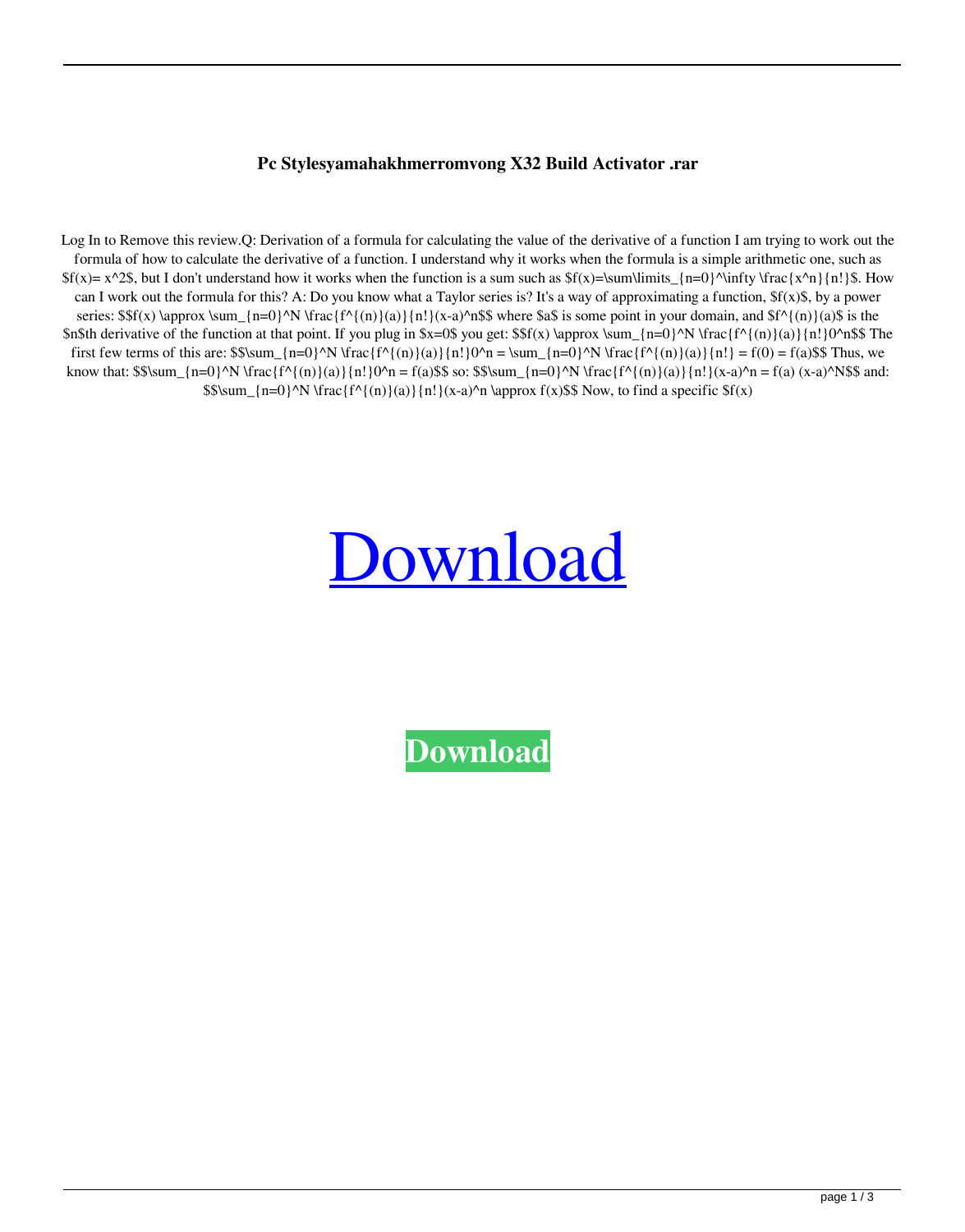**Pc Stylesyamahakhmerromvong X32 Build Activator .rar**

Log In to Remove this review.Q: Derivation of a formula for calculating the value of the derivative of a function I am trying to work out the formula of how to calculate the derivative of a function. I understand why it works when the formula is a simple arithmetic one, such as $f(x)= x^2$, but I don't understand how it works when the function is a sum such as $f(x)=\sum\limits_{n=0}^\infty \frac{x^n}{n!}$. How can I work out the formula for this? A: Do you know what a Taylor series is? It's a way of approximating a function, $f(x)$, by a power series: $$f(x) \approx \sum_{n=0}^N \frac{f^{(n)}(a)}{n!}(x-a)^n$$ where $a$ is some point in your domain, and $f^{(n)}(a)$ is the $n$th derivative of the function at that point. If you plug in $x=0$ you get: $$f(x) \approx \sum_{n=0}^N \frac{f^{(n)}(a)}{n!}0^n$$ The first few terms of this are: $$\sum_{n=0}^N \frac{f^{(n)}(a)}{n!}0^n = \sum_{n=0}^N \frac{f^{(n)}(a)}{n!} = f(0) = f(a)$$ Thus, we know that: $$\sum_{n=0}^N \frac{f^{(n)}(a)}{n!}0^n = f(a)$$ so: $$\sum_{n=0}^N \frac{f^{(n)}(a)}{n!}(x-a)^n = f(a) (x-a)^N$$ and: $$\sum_{n=0}^N \frac{f^{(n)}(a)}{n!}(x-a)^n \approx f(x)$$ Now, to find a specific $f(x)

[Download]

**Download**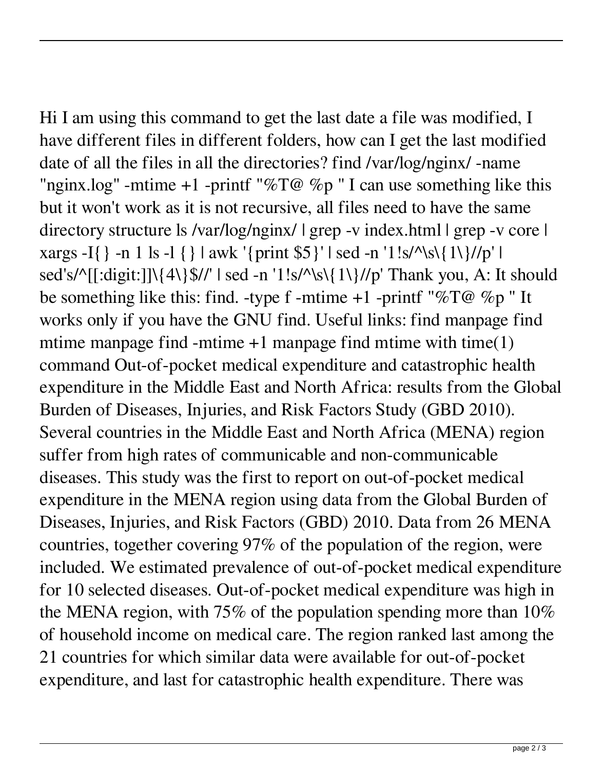Hi I am using this command to get the last date a file was modified, I have different files in different folders, how can I get the last modified date of all the files in all the directories? find /var/log/nginx/ -name "nginx.log" -mtime +1 -printf "%T@ %p " I can use something like this but it won't work as it is not recursive, all files need to have the same directory structure ls /var/log/nginx/ | grep -v index.html | grep -v core | xargs -I{} -n 1 ls -l {} | awk '{print $5}' | sed -n '1!s/^\s\{1\}//p' | sed's/^[[:digit:]]\{4\}$//' | sed -n '1!s/^\s\{1\}//p' Thank you, A: It should be something like this: find. -type f -mtime +1 -printf "%T@ %p " It works only if you have the GNU find. Useful links: find manpage find mtime manpage find -mtime +1 manpage find mtime with time(1) command Out-of-pocket medical expenditure and catastrophic health expenditure in the Middle East and North Africa: results from the Global Burden of Diseases, Injuries, and Risk Factors Study (GBD 2010). Several countries in the Middle East and North Africa (MENA) region suffer from high rates of communicable and non-communicable diseases. This study was the first to report on out-of-pocket medical expenditure in the MENA region using data from the Global Burden of Diseases, Injuries, and Risk Factors (GBD) 2010. Data from 26 MENA countries, together covering 97% of the population of the region, were included. We estimated prevalence of out-of-pocket medical expenditure for 10 selected diseases. Out-of-pocket medical expenditure was high in the MENA region, with 75% of the population spending more than 10% of household income on medical care. The region ranked last among the 21 countries for which similar data were available for out-of-pocket expenditure, and last for catastrophic health expenditure. There was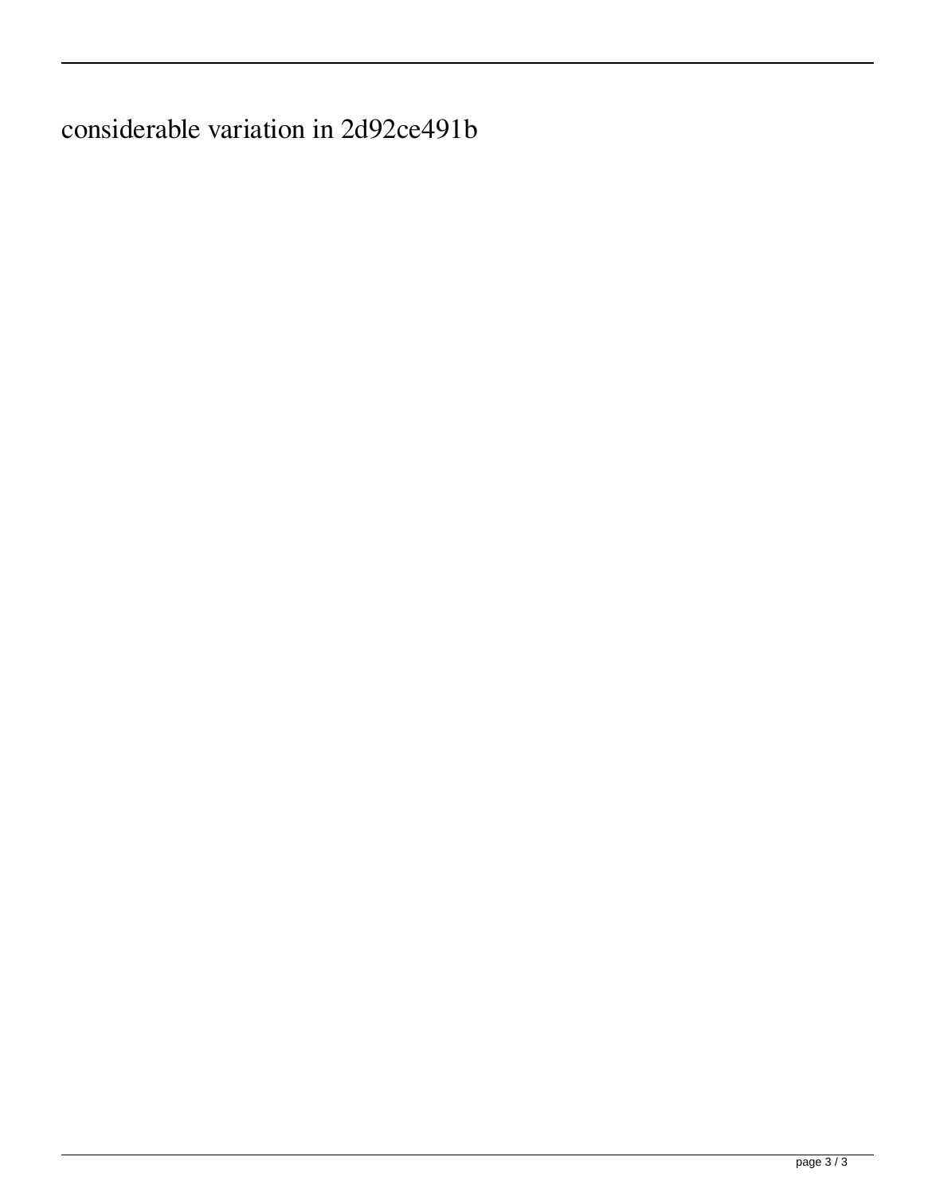considerable variation in 2d92ce491b